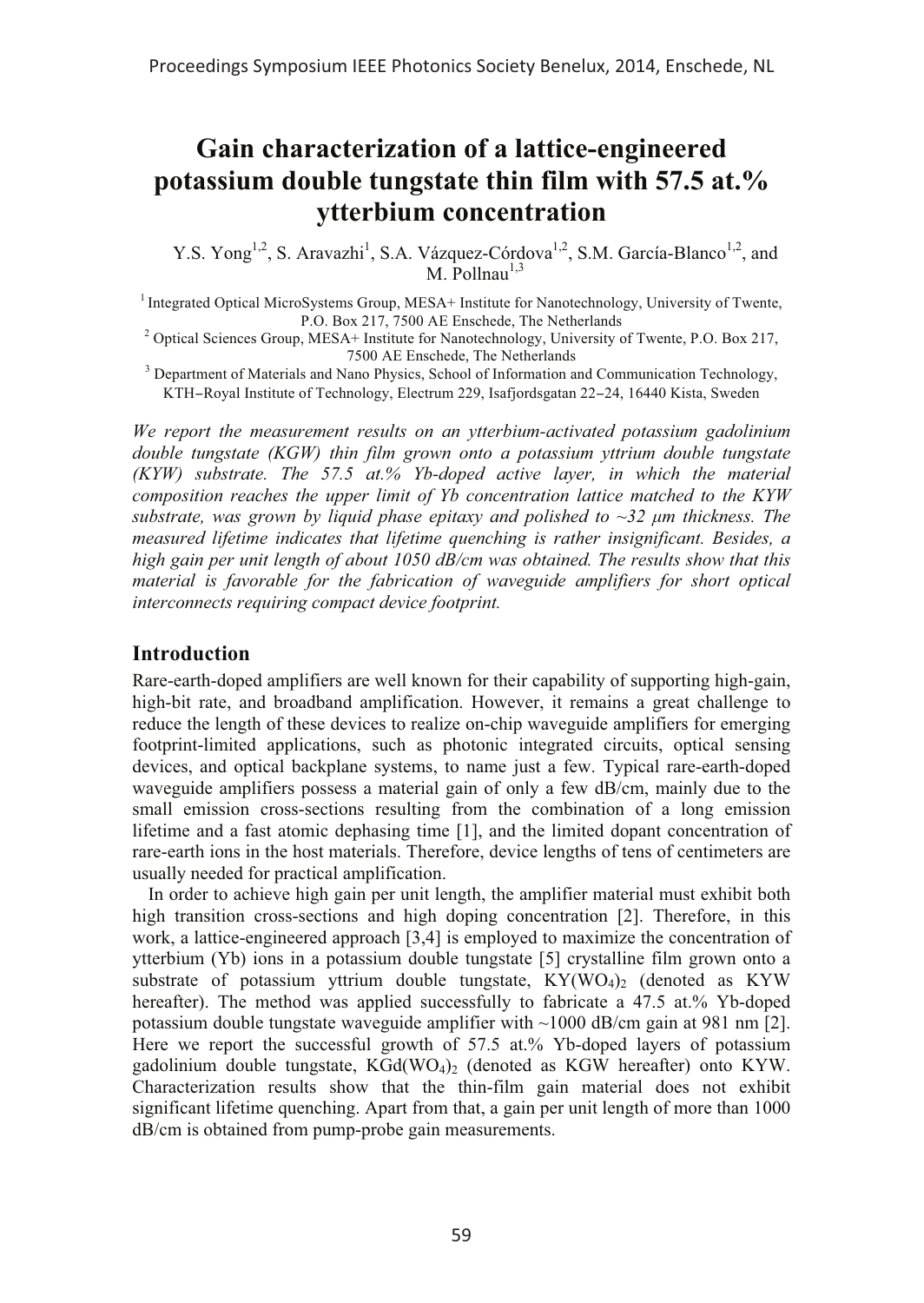# Gain characterization of a lattice-engineered potassium double tungstate thin film with 57.5 at.% ytterbium concentration

Y.S. Yong[1,2], S. Aravazhi[1], S.A. Vázquez-Córdova[1,2], S.M. García-Blanco[1,2], and M. Pollnau[1,3]

[1] Integrated Optical MicroSystems Group, MESA+ Institute for Nanotechnology, University of Twente, P.O. Box 217, 7500 AE Enschede, The Netherlands
[2] Optical Sciences Group, MESA+ Institute for Nanotechnology, University of Twente, P.O. Box 217, 7500 AE Enschede, The Netherlands
[3] Department of Materials and Nano Physics, School of Information and Communication Technology, KTH–Royal Institute of Technology, Electrum 229, Isafjordsgatan 22–24, 16440 Kista, Sweden

*We report the measurement results on an ytterbium-activated potassium gadolinium double tungstate (KGW) thin film grown onto a potassium yttrium double tungstate (KYW) substrate. The 57.5 at.% Yb-doped active layer, in which the material composition reaches the upper limit of Yb concentration lattice matched to the KYW substrate, was grown by liquid phase epitaxy and polished to ~32 μm thickness. The measured lifetime indicates that lifetime quenching is rather insignificant. Besides, a high gain per unit length of about 1050 dB/cm was obtained. The results show that this material is favorable for the fabrication of waveguide amplifiers for short optical interconnects requiring compact device footprint.*

## Introduction

Rare-earth-doped amplifiers are well known for their capability of supporting high-gain, high-bit rate, and broadband amplification. However, it remains a great challenge to reduce the length of these devices to realize on-chip waveguide amplifiers for emerging footprint-limited applications, such as photonic integrated circuits, optical sensing devices, and optical backplane systems, to name just a few. Typical rare-earth-doped waveguide amplifiers possess a material gain of only a few dB/cm, mainly due to the small emission cross-sections resulting from the combination of a long emission lifetime and a fast atomic dephasing time [1], and the limited dopant concentration of rare-earth ions in the host materials. Therefore, device lengths of tens of centimeters are usually needed for practical amplification.

In order to achieve high gain per unit length, the amplifier material must exhibit both high transition cross-sections and high doping concentration [2]. Therefore, in this work, a lattice-engineered approach [3,4] is employed to maximize the concentration of ytterbium (Yb) ions in a potassium double tungstate [5] crystalline film grown onto a substrate of potassium yttrium double tungstate, $KY(WO_4)_2$ (denoted as KYW hereafter). The method was applied successfully to fabricate a 47.5 at.% Yb-doped potassium double tungstate waveguide amplifier with ~1000 dB/cm gain at 981 nm [2]. Here we report the successful growth of 57.5 at.% Yb-doped layers of potassium gadolinium double tungstate, $KGd(WO_4)_2$ (denoted as KGW hereafter) onto KYW. Characterization results show that the thin-film gain material does not exhibit significant lifetime quenching. Apart from that, a gain per unit length of more than 1000 dB/cm is obtained from pump-probe gain measurements.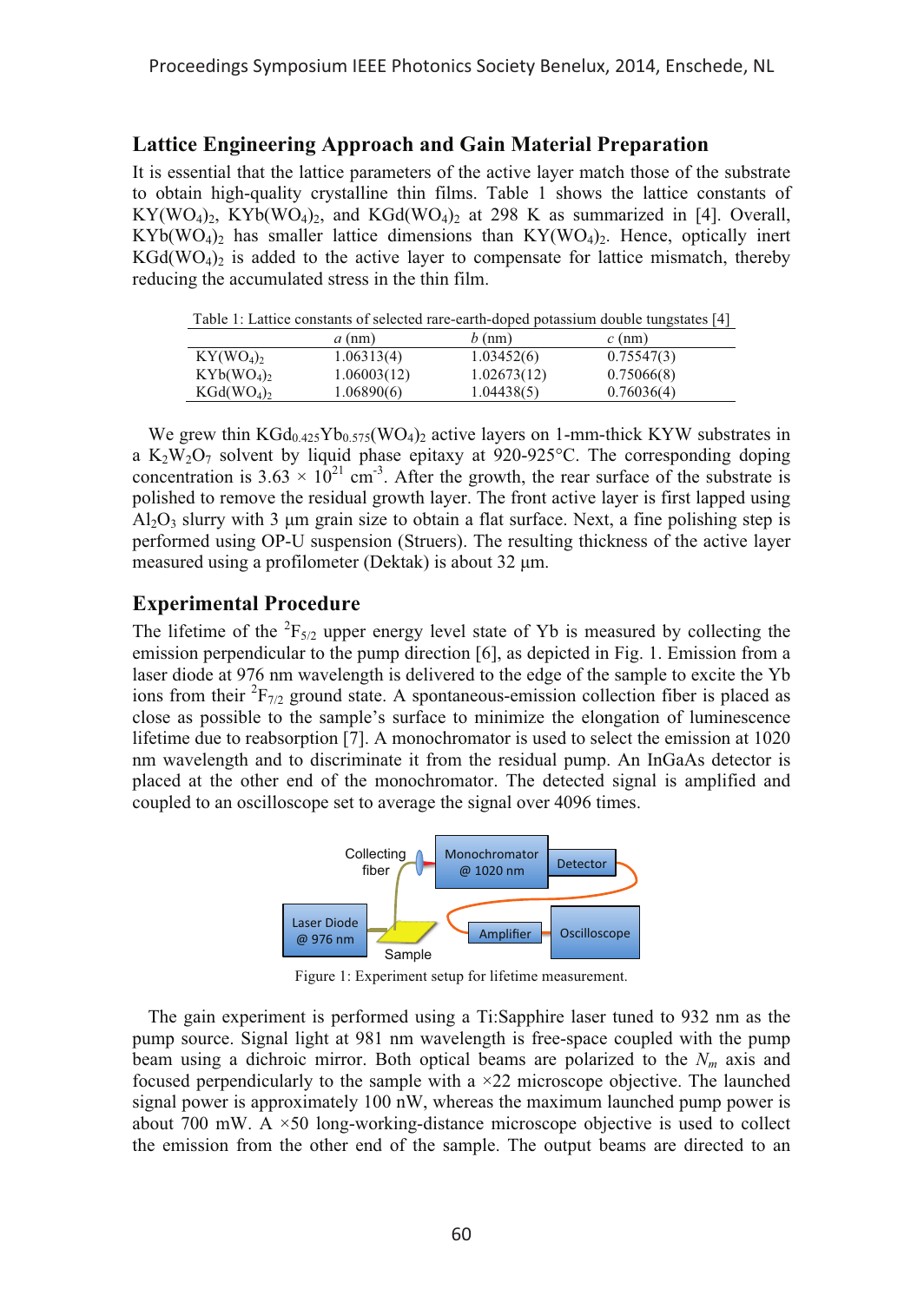## Lattice Engineering Approach and Gain Material Preparation

It is essential that the lattice parameters of the active layer match those of the substrate to obtain high-quality crystalline thin films. Table 1 shows the lattice constants of $KY(WO_4)_2$, $KYb(WO_4)_2$, and $KGd(WO_4)_2$ at 298 K as summarized in [4]. Overall, $KYb(WO_4)_2$ has smaller lattice dimensions than $KY(WO_4)_2$. Hence, optically inert $KGd(WO_4)_2$ is added to the active layer to compensate for lattice mismatch, thereby reducing the accumulated stress in the thin film.

Table 1: Lattice constants of selected rare-earth-doped potassium double tungstates [4]

| | *a* (nm) | *b* (nm) | *c* (nm) |
|---|---|---|---|
| $KY(WO_4)_2$ | 1.06313(4) | 1.03452(6) | 0.75547(3) |
| $KYb(WO_4)_2$ | 1.06003(12) | 1.02673(12) | 0.75066(8) |
| $KGd(WO_4)_2$ | 1.06890(6) | 1.04438(5) | 0.76036(4) |

We grew thin $KGd_{0.425}Yb_{0.575}(WO_4)_2$ active layers on 1-mm-thick KYW substrates in a $K_2W_2O_7$ solvent by liquid phase epitaxy at 920-925°C. The corresponding doping concentration is $3.63 \times 10^{21}$ cm$^{-3}$. After the growth, the rear surface of the substrate is polished to remove the residual growth layer. The front active layer is first lapped using $Al_2O_3$ slurry with 3 µm grain size to obtain a flat surface. Next, a fine polishing step is performed using OP-U suspension (Struers). The resulting thickness of the active layer measured using a profilometer (Dektak) is about 32 µm.

## Experimental Procedure

The lifetime of the $^2F_{5/2}$ upper energy level state of Yb is measured by collecting the emission perpendicular to the pump direction [6], as depicted in Fig. 1. Emission from a laser diode at 976 nm wavelength is delivered to the edge of the sample to excite the Yb ions from their $^2F_{7/2}$ ground state. A spontaneous-emission collection fiber is placed as close as possible to the sample's surface to minimize the elongation of luminescence lifetime due to reabsorption [7]. A monochromator is used to select the emission at 1020 nm wavelength and to discriminate it from the residual pump. An InGaAs detector is placed at the other end of the monochromator. The detected signal is amplified and coupled to an oscilloscope set to average the signal over 4096 times.

Figure 1: Experiment setup for lifetime measurement.

The gain experiment is performed using a Ti:Sapphire laser tuned to 932 nm as the pump source. Signal light at 981 nm wavelength is free-space coupled with the pump beam using a dichroic mirror. Both optical beams are polarized to the $N_m$ axis and focused perpendicularly to the sample with a ×22 microscope objective. The launched signal power is approximately 100 nW, whereas the maximum launched pump power is about 700 mW. A ×50 long-working-distance microscope objective is used to collect the emission from the other end of the sample. The output beams are directed to an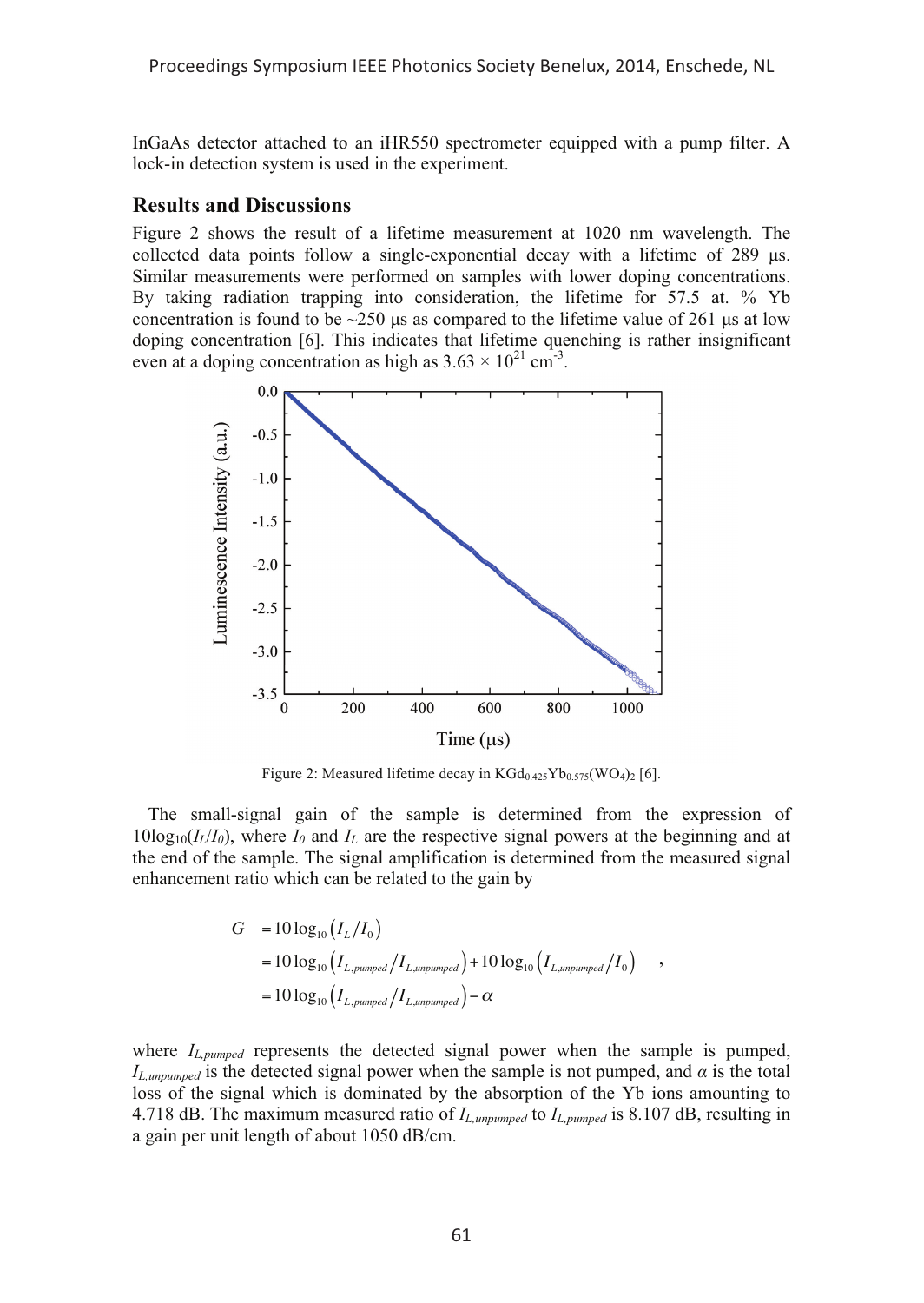InGaAs detector attached to an iHR550 spectrometer equipped with a pump filter. A lock-in detection system is used in the experiment.

## Results and Discussions

Figure 2 shows the result of a lifetime measurement at 1020 nm wavelength. The collected data points follow a single-exponential decay with a lifetime of 289 μs. Similar measurements were performed on samples with lower doping concentrations. By taking radiation trapping into consideration, the lifetime for 57.5 at. % Yb concentration is found to be ~250 μs as compared to the lifetime value of 261 μs at low doping concentration [6]. This indicates that lifetime quenching is rather insignificant even at a doping concentration as high as $3.63 \times 10^{21}$ cm$^{-3}$.

Figure 2: Measured lifetime decay in $KGd_{0.425}Yb_{0.575}(WO_4)_2$ [6].

The small-signal gain of the sample is determined from the expression of $10\log_{10}(I_L/I_0)$, where $I_0$ and $I_L$ are the respective signal powers at the beginning and at the end of the sample. The signal amplification is determined from the measured signal enhancement ratio which can be related to the gain by

$$
\begin{aligned}
G &= 10\log_{10}\left(I_L/I_0\right) \\
&= 10\log_{10}\left(I_{L,pumped}/I_{L,unpumped}\right) + 10\log_{10}\left(I_{L,unpumped}/I_0\right) \\
&= 10\log_{10}\left(I_{L,pumped}/I_{L,unpumped}\right) - \alpha
\end{aligned}
,
$$

where $I_{L,pumped}$ represents the detected signal power when the sample is pumped, $I_{L,unpumped}$ is the detected signal power when the sample is not pumped, and $\alpha$ is the total loss of the signal which is dominated by the absorption of the Yb ions amounting to 4.718 dB. The maximum measured ratio of $I_{L,unpumped}$ to $I_{L,pumped}$ is 8.107 dB, resulting in a gain per unit length of about 1050 dB/cm.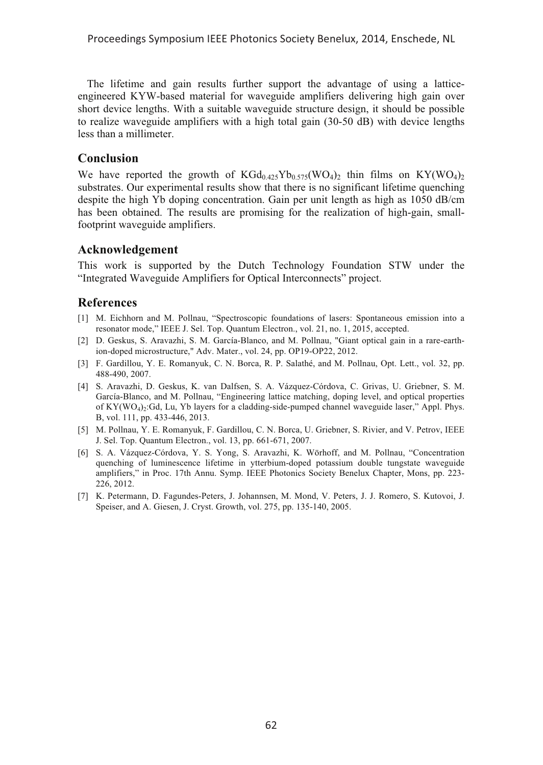The lifetime and gain results further support the advantage of using a lattice-engineered KYW-based material for waveguide amplifiers delivering high gain over short device lengths. With a suitable waveguide structure design, it should be possible to realize waveguide amplifiers with a high total gain (30-50 dB) with device lengths less than a millimeter.

## Conclusion

We have reported the growth of $KGd_{0.425}Yb_{0.575}(WO_4)_2$ thin films on $KY(WO_4)_2$ substrates. Our experimental results show that there is no significant lifetime quenching despite the high Yb doping concentration. Gain per unit length as high as 1050 dB/cm has been obtained. The results are promising for the realization of high-gain, small-footprint waveguide amplifiers.

## Acknowledgement

This work is supported by the Dutch Technology Foundation STW under the "Integrated Waveguide Amplifiers for Optical Interconnects" project.

## References

[1] M. Eichhorn and M. Pollnau, "Spectroscopic foundations of lasers: Spontaneous emission into a resonator mode," IEEE J. Sel. Top. Quantum Electron., vol. 21, no. 1, 2015, accepted.

[2] D. Geskus, S. Aravazhi, S. M. García-Blanco, and M. Pollnau, "Giant optical gain in a rare-earth-ion-doped microstructure," Adv. Mater., vol. 24, pp. OP19-OP22, 2012.

[3] F. Gardillou, Y. E. Romanyuk, C. N. Borca, R. P. Salathé, and M. Pollnau, Opt. Lett., vol. 32, pp. 488-490, 2007.

[4] S. Aravazhi, D. Geskus, K. van Dalfsen, S. A. Vázquez-Córdova, C. Grivas, U. Griebner, S. M. García-Blanco, and M. Pollnau, "Engineering lattice matching, doping level, and optical properties of $KY(WO_4)_2$:Gd, Lu, Yb layers for a cladding-side-pumped channel waveguide laser," Appl. Phys. B, vol. 111, pp. 433-446, 2013.

[5] M. Pollnau, Y. E. Romanyuk, F. Gardillou, C. N. Borca, U. Griebner, S. Rivier, and V. Petrov, IEEE J. Sel. Top. Quantum Electron., vol. 13, pp. 661-671, 2007.

[6] S. A. Vázquez-Córdova, Y. S. Yong, S. Aravazhi, K. Wörhoff, and M. Pollnau, "Concentration quenching of luminescence lifetime in ytterbium-doped potassium double tungstate waveguide amplifiers," in Proc. 17th Annu. Symp. IEEE Photonics Society Benelux Chapter, Mons, pp. 223-226, 2012.

[7] K. Petermann, D. Fagundes-Peters, J. Johannsen, M. Mond, V. Peters, J. J. Romero, S. Kutovoi, J. Speiser, and A. Giesen, J. Cryst. Growth, vol. 275, pp. 135-140, 2005.